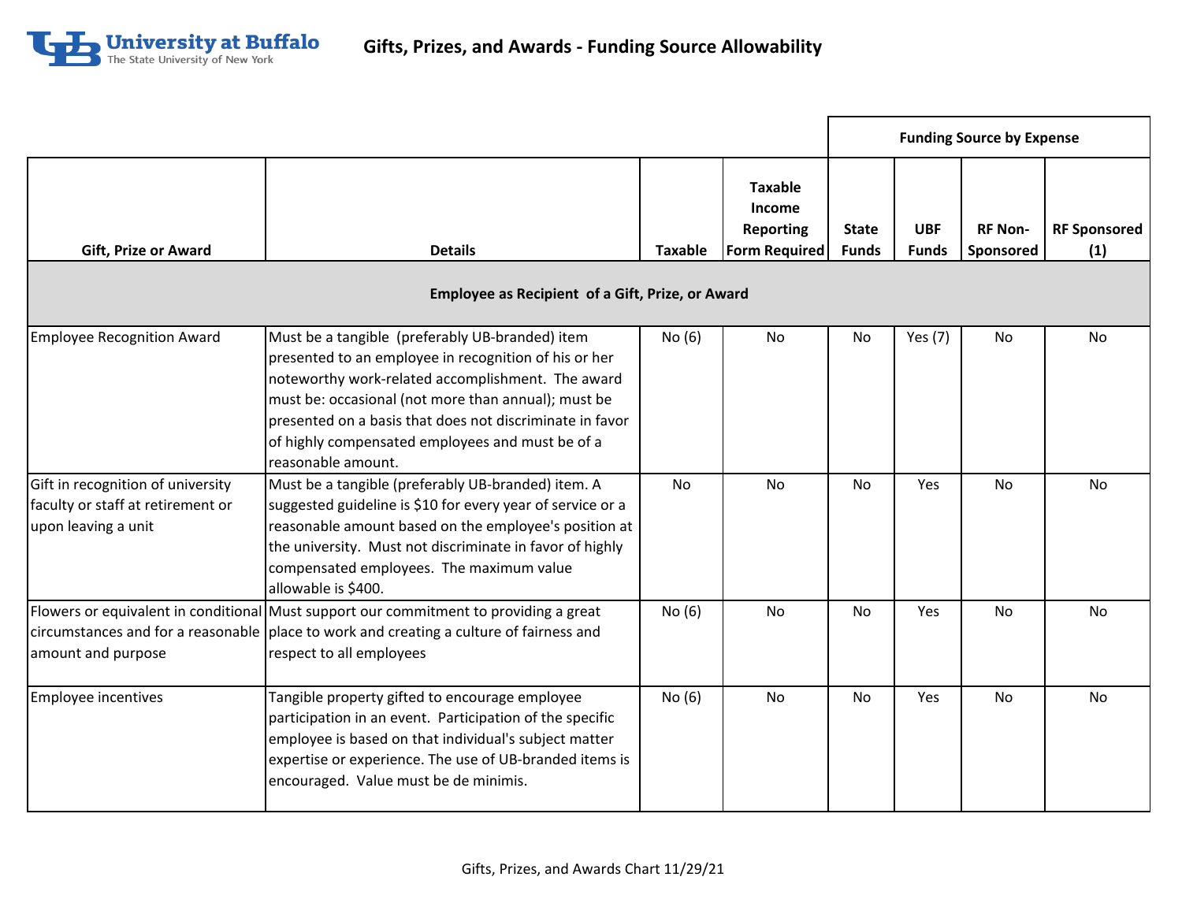University at Buffalo
The State University of New York

# Gifts, Prizes, and Awards - Funding Source Allowability

| Gift, Prize or Award | Details | Taxable | Taxable Income Reporting Form Required | Funding Source by Expense | | | |
|---|---|---|---|---|---|---|---|
| | | | | State Funds | UBF Funds | RF Non-Sponsored | RF Sponsored (1) |
| **Employee as Recipient of a Gift, Prize, or Award** | | | | | | | |
| Employee Recognition Award | Must be a tangible (preferably UB-branded) item presented to an employee in recognition of his or her noteworthy work-related accomplishment. The award must be: occasional (not more than annual); must be presented on a basis that does not discriminate in favor of highly compensated employees and must be of a reasonable amount. | No (6) | No | No | Yes (7) | No | No |
| Gift in recognition of university faculty or staff at retirement or upon leaving a unit | Must be a tangible (preferably UB-branded) item. A suggested guideline is $10 for every year of service or a reasonable amount based on the employee's position at the university. Must not discriminate in favor of highly compensated employees. The maximum value allowable is $400. | No | No | No | Yes | No | No |
| Flowers or equivalent in conditional circumstances and for a reasonable amount and purpose | Must support our commitment to providing a great place to work and creating a culture of fairness and respect to all employees | No (6) | No | No | Yes | No | No |
| Employee incentives | Tangible property gifted to encourage employee participation in an event. Participation of the specific employee is based on that individual's subject matter expertise or experience. The use of UB-branded items is encouraged. Value must be de minimis. | No (6) | No | No | Yes | No | No |

Gifts, Prizes, and Awards Chart 11/29/21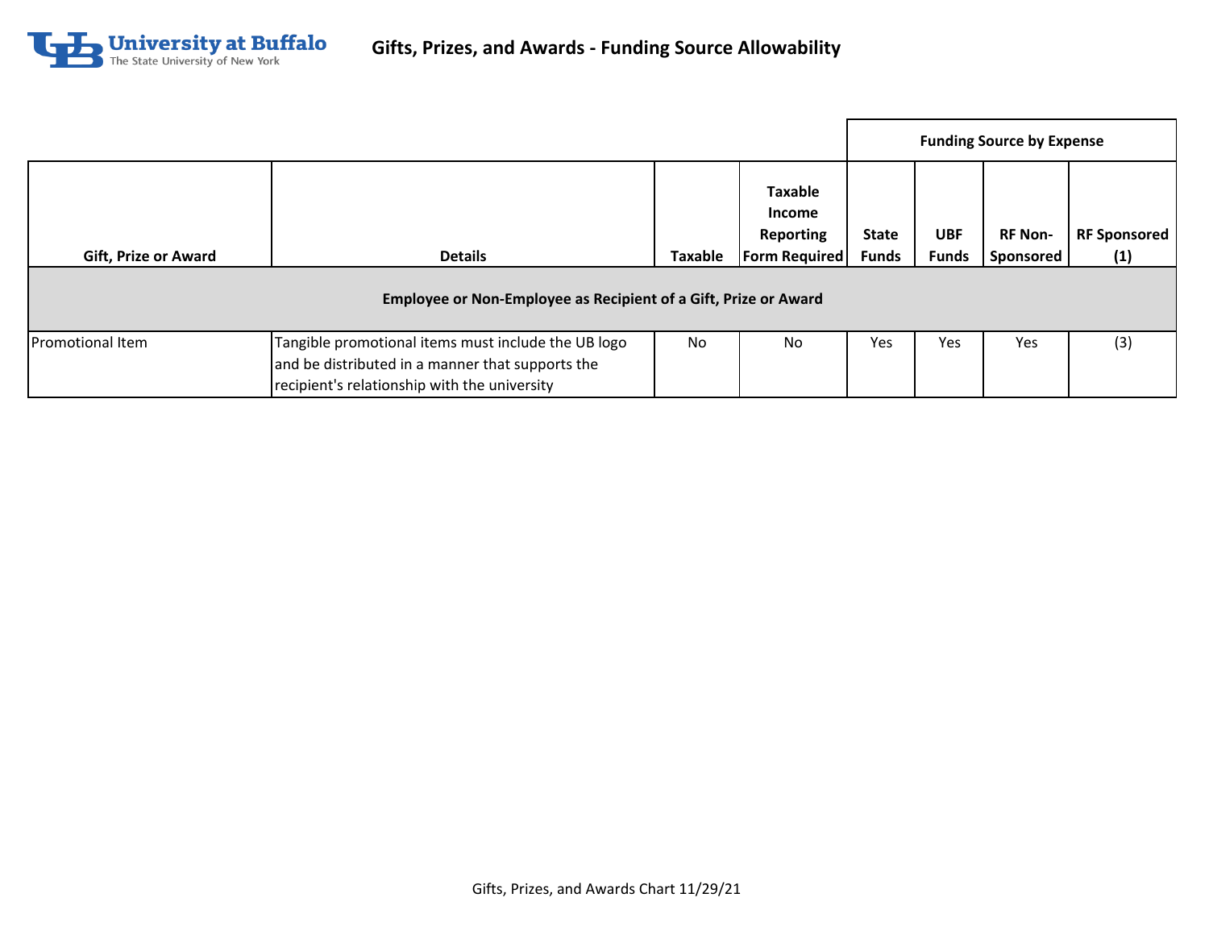# Gifts, Prizes, and Awards - Funding Source Allowability

| Gift, Prize or Award | Details | Taxable | Taxable Income Reporting Form Required | Funding Source by Expense | | | |
|---|---|---|---|---|---|---|---|
| | | | | **State Funds** | **UBF Funds** | **RF Non-Sponsored** | **RF Sponsored (1)** |
| **Employee or Non-Employee as Recipient of a Gift, Prize or Award** | | | | | | | |
| Promotional Item | Tangible promotional items must include the UB logo and be distributed in a manner that supports the recipient's relationship with the university | No | No | Yes | Yes | Yes | (3) |

Gifts, Prizes, and Awards Chart 11/29/21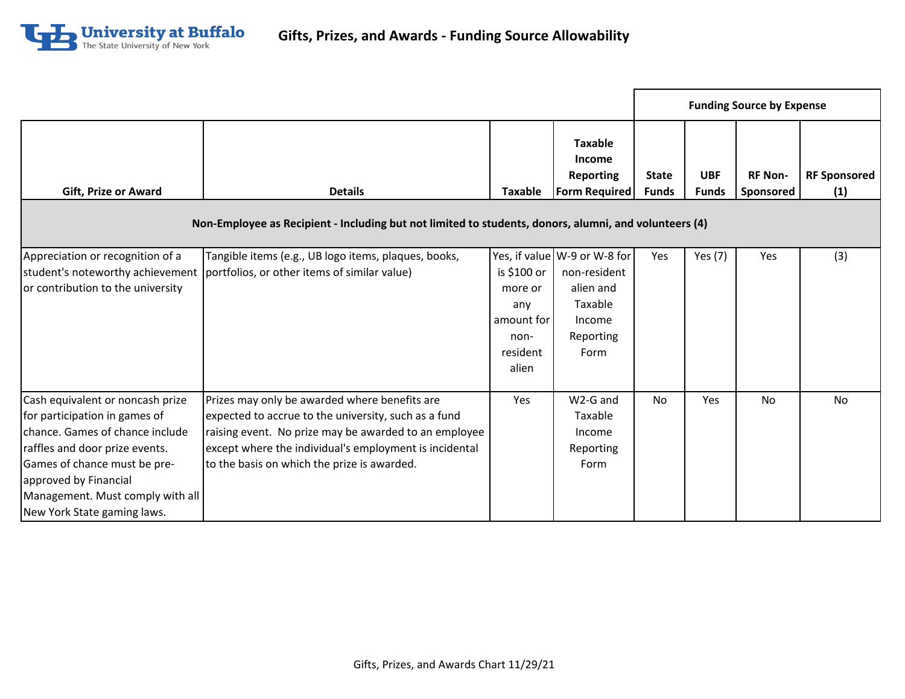# Gifts, Prizes, and Awards - Funding Source Allowability

| Gift, Prize or Award | Details | Taxable | Taxable Income Reporting Form Required | Funding Source by Expense | | | |
|---|---|---|---|---|---|---|---|
| | | | | State Funds | UBF Funds | RF Non-Sponsored | RF Sponsored (1) |
| **Non-Employee as Recipient - Including but not limited to students, donors, alumni, and volunteers (4)** | | | | | | | |
| Appreciation or recognition of a student's noteworthy achievement or contribution to the university | Tangible items (e.g., UB logo items, plaques, books, portfolios, or other items of similar value) | Yes, if value is $100 or more or any amount for non-resident alien | W-9 or W-8 for non-resident alien and Taxable Income Reporting Form | Yes | Yes (7) | Yes | (3) |
| Cash equivalent or noncash prize for participation in games of chance. Games of chance include raffles and door prize events. Games of chance must be pre-approved by Financial Management. Must comply with all New York State gaming laws. | Prizes may only be awarded where benefits are expected to accrue to the university, such as a fund raising event. No prize may be awarded to an employee except where the individual's employment is incidental to the basis on which the prize is awarded. | Yes | W2-G and Taxable Income Reporting Form | No | Yes | No | No |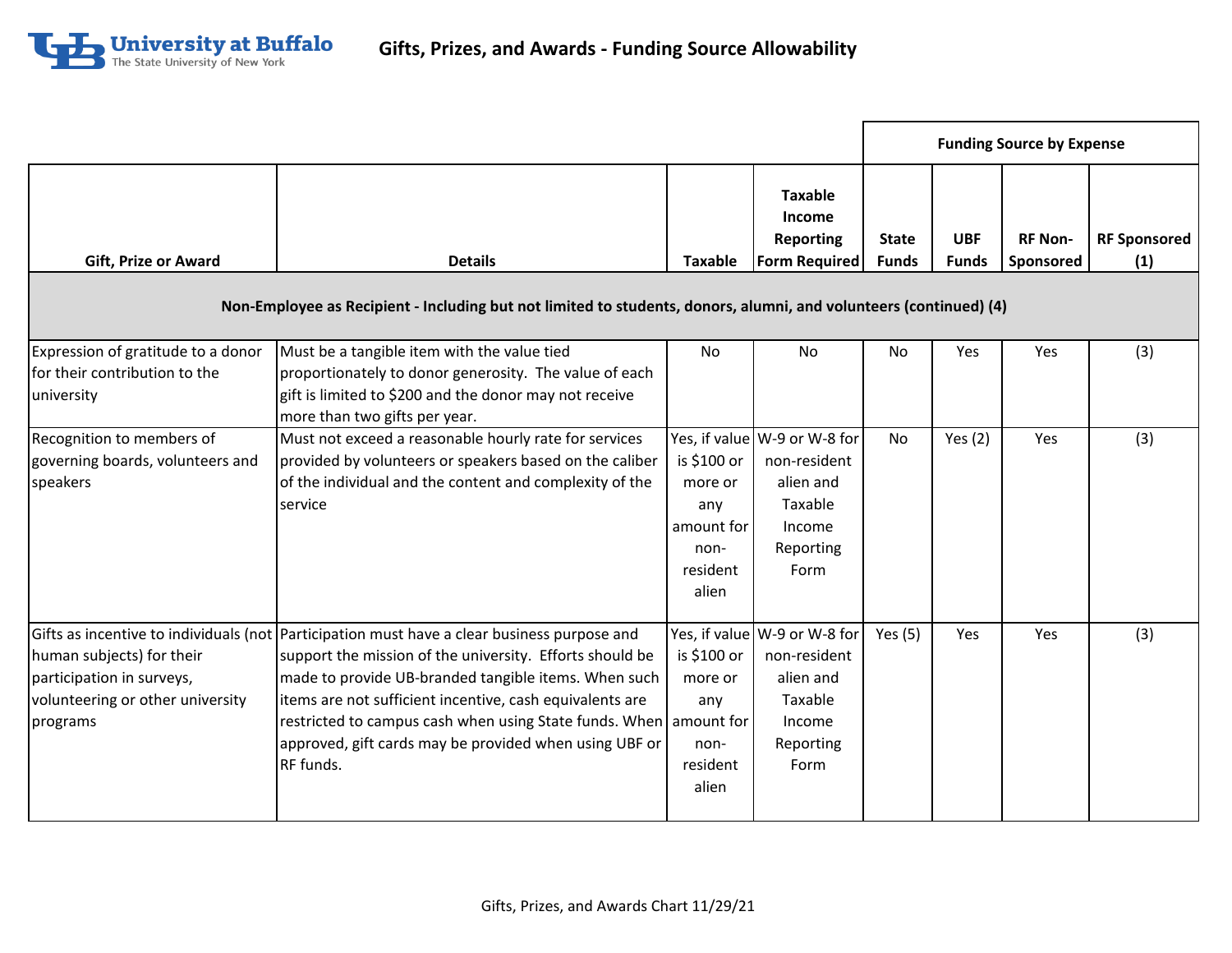# Gifts, Prizes, and Awards - Funding Source Allowability

| Gift, Prize or Award | Details | Taxable | Taxable Income Reporting Form Required | Funding Source by Expense | | | |
|---|---|---|---|---|---|---|---|
| | | | | State Funds | UBF Funds | RF Non-Sponsored | RF Sponsored (1) |
| **Non-Employee as Recipient - Including but not limited to students, donors, alumni, and volunteers (continued) (4)** | | | | | | | |
| Expression of gratitude to a donor for their contribution to the university | Must be a tangible item with the value tied proportionately to donor generosity. The value of each gift is limited to $200 and the donor may not receive more than two gifts per year. | No | No | No | Yes | Yes | (3) |
| Recognition to members of governing boards, volunteers and speakers | Must not exceed a reasonable hourly rate for services provided by volunteers or speakers based on the caliber of the individual and the content and complexity of the service | Yes, if value is $100 or more or any amount for non-resident alien | W-9 or W-8 for non-resident alien and Taxable Income Reporting Form | No | Yes (2) | Yes | (3) |
| Gifts as incentive to individuals (not human subjects) for their participation in surveys, volunteering or other university programs | Participation must have a clear business purpose and support the mission of the university. Efforts should be made to provide UB-branded tangible items. When such items are not sufficient incentive, cash equivalents are restricted to campus cash when using State funds. When approved, gift cards may be provided when using UBF or RF funds. | Yes, if value is $100 or more or any amount for non-resident alien | W-9 or W-8 for non-resident alien and Taxable Income Reporting Form | Yes (5) | Yes | Yes | (3) |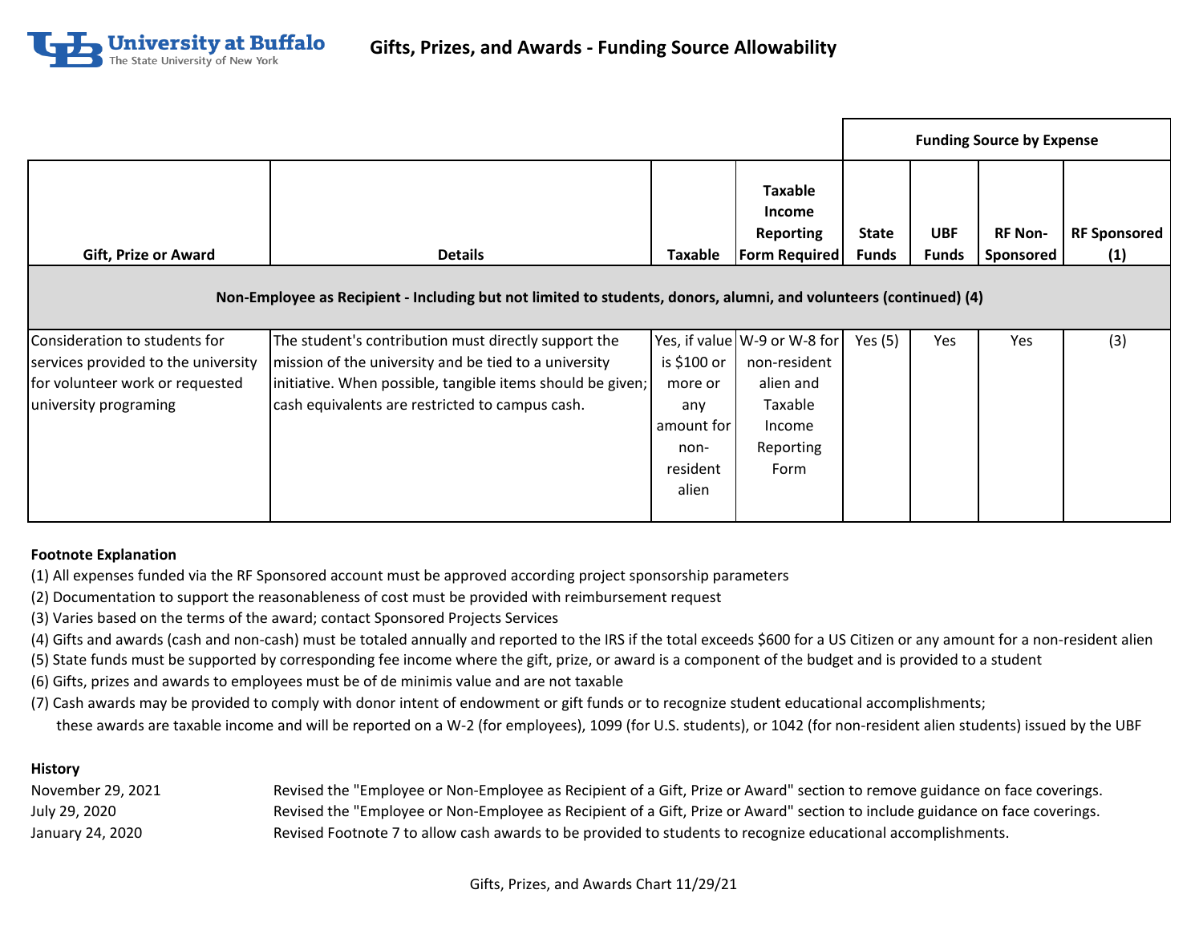# Gifts, Prizes, and Awards - Funding Source Allowability

| Gift, Prize or Award | Details | Taxable | Taxable Income Reporting Form Required | Funding Source by Expense | | | |
|---|---|---|---|---|---|---|---|
| | | | | State Funds | UBF Funds | RF Non-Sponsored | RF Sponsored (1) |
| **Non-Employee as Recipient - Including but not limited to students, donors, alumni, and volunteers (continued) (4)** | | | | | | | |
| Consideration to students for services provided to the university for volunteer work or requested university programing | The student's contribution must directly support the mission of the university and be tied to a university initiative. When possible, tangible items should be given; cash equivalents are restricted to campus cash. | Yes, if value is $100 or more or any amount for non-resident alien | W-9 or W-8 for non-resident alien and Taxable Income Reporting Form | Yes (5) | Yes | Yes | (3) |

**Footnote Explanation**

(1) All expenses funded via the RF Sponsored account must be approved according project sponsorship parameters

(2) Documentation to support the reasonableness of cost must be provided with reimbursement request

(3) Varies based on the terms of the award; contact Sponsored Projects Services

(4) Gifts and awards (cash and non-cash) must be totaled annually and reported to the IRS if the total exceeds $600 for a US Citizen or any amount for a non-resident alien

(5) State funds must be supported by corresponding fee income where the gift, prize, or award is a component of the budget and is provided to a student

(6) Gifts, prizes and awards to employees must be of de minimis value and are not taxable

(7) Cash awards may be provided to comply with donor intent of endowment or gift funds or to recognize student educational accomplishments; these awards are taxable income and will be reported on a W-2 (for employees), 1099 (for U.S. students), or 1042 (for non-resident alien students) issued by the UBF

**History**

| | |
|---|---|
| November 29, 2021 | Revised the "Employee or Non-Employee as Recipient of a Gift, Prize or Award" section to remove guidance on face coverings. |
| July 29, 2020 | Revised the "Employee or Non-Employee as Recipient of a Gift, Prize or Award" section to include guidance on face coverings. |
| January 24, 2020 | Revised Footnote 7 to allow cash awards to be provided to students to recognize educational accomplishments. |